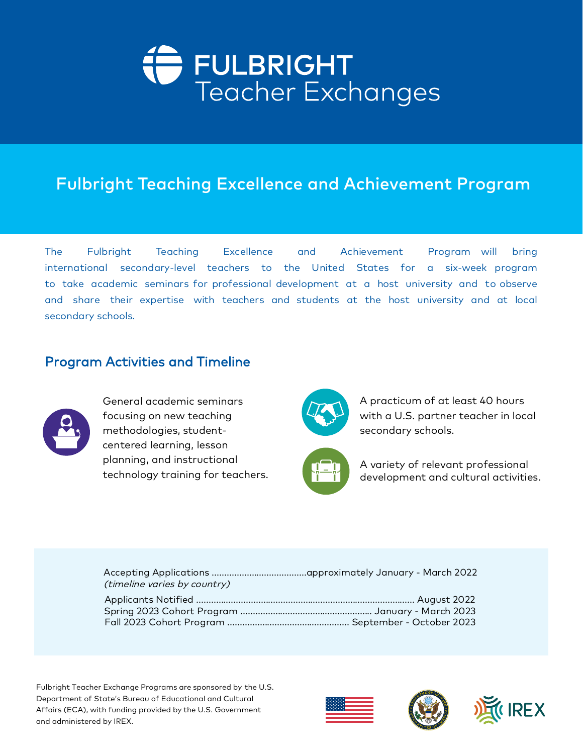# FULBRIGHT Teacher Exchanges

## Fulbright Teaching Excellence and Achievement Program

The Fulbright Teaching Excellence and Achievement Program will bring international secondary-level teachers to the United States for a six-week program to take academic seminars for professional development at a host university and to observe and share their expertise with teachers and students at the host university and at local secondary schools.

## Program Activities and Timeline

- General academic seminars focusing on new teaching methodologies, student-centered learning, lesson planning, and instructional technology training for teachers.
- A practicum of at least 40 hours with a U.S. partner teacher in local secondary schools.
- A variety of relevant professional development and cultural activities.

Accepting Applications ....................................approximately January - March 2022
*(timeline varies by country)*

Applicants Notified ....................................................................................... August 2022
Spring 2023 Cohort Program .................................................... January - March 2023
Fall 2023 Cohort Program ................................................ September - October 2023

Fulbright Teacher Exchange Programs are sponsored by the U.S. Department of State's Bureau of Educational and Cultural Affairs (ECA), with funding provided by the U.S. Government and administered by IREX.

IREX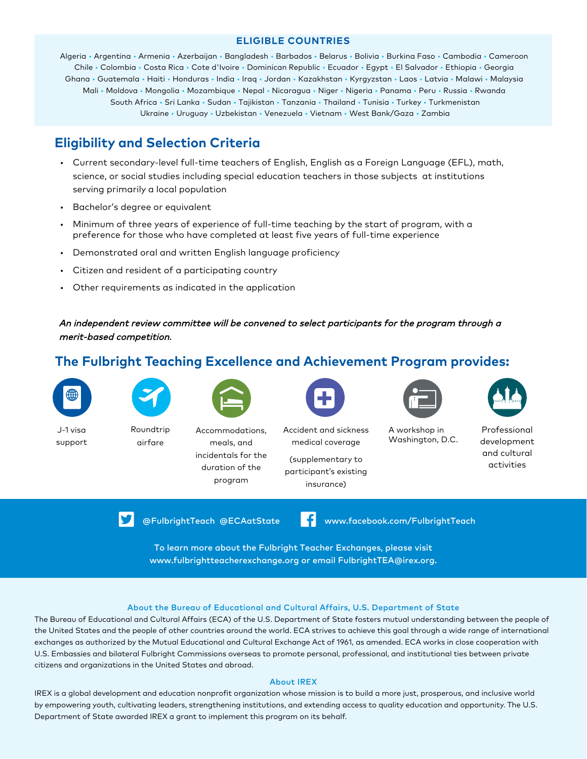## ELIGIBLE COUNTRIES

Algeria • Argentina • Armenia • Azerbaijan • Bangladesh • Barbados • Belarus • Bolivia • Burkina Faso • Cambodia • Cameroon • Chile • Colombia • Costa Rica • Cote d'Ivoire • Dominican Republic • Ecuador • Egypt • El Salvador • Ethiopia • Georgia • Ghana • Guatemala • Haiti • Honduras • India • Iraq • Jordan • Kazakhstan • Kyrgyzstan • Laos • Latvia • Malawi • Malaysia • Mali • Moldova • Mongolia • Mozambique • Nepal • Nicaragua • Niger • Nigeria • Panama • Peru • Russia • Rwanda • South Africa • Sri Lanka • Sudan • Tajikistan • Tanzania • Thailand • Tunisia • Turkey • Turkmenistan • Ukraine • Uruguay • Uzbekistan • Venezuela • Vietnam • West Bank/Gaza • Zambia

## Eligibility and Selection Criteria

- Current secondary-level full-time teachers of English, English as a Foreign Language (EFL), math, science, or social studies including special education teachers in those subjects at institutions serving primarily a local population
- Bachelor's degree or equivalent
- Minimum of three years of experience of full-time teaching by the start of program, with a preference for those who have completed at least five years of full-time experience
- Demonstrated oral and written English language proficiency
- Citizen and resident of a participating country
- Other requirements as indicated in the application

***An independent review committee will be convened to select participants for the program through a merit-based competition.***

## The Fulbright Teaching Excellence and Achievement Program provides:

- J-1 visa support
- Roundtrip airfare
- Accommodations, meals, and incidentals for the duration of the program
- Accident and sickness medical coverage (supplementary to participant's existing insurance)
- A workshop in Washington, D.C.
- Professional development and cultural activities

@FulbrightTeach @ECAatState www.facebook.com/FulbrightTeach

To learn more about the Fulbright Teacher Exchanges, please visit www.fulbrightteacherexchange.org or email FulbrightTEA@irex.org.

### About the Bureau of Educational and Cultural Affairs, U.S. Department of State

The Bureau of Educational and Cultural Affairs (ECA) of the U.S. Department of State fosters mutual understanding between the people of the United States and the people of other countries around the world. ECA strives to achieve this goal through a wide range of international exchanges as authorized by the Mutual Educational and Cultural Exchange Act of 1961, as amended. ECA works in close cooperation with U.S. Embassies and bilateral Fulbright Commissions overseas to promote personal, professional, and institutional ties between private citizens and organizations in the United States and abroad.

### About IREX

IREX is a global development and education nonprofit organization whose mission is to build a more just, prosperous, and inclusive world by empowering youth, cultivating leaders, strengthening institutions, and extending access to quality education and opportunity. The U.S. Department of State awarded IREX a grant to implement this program on its behalf.